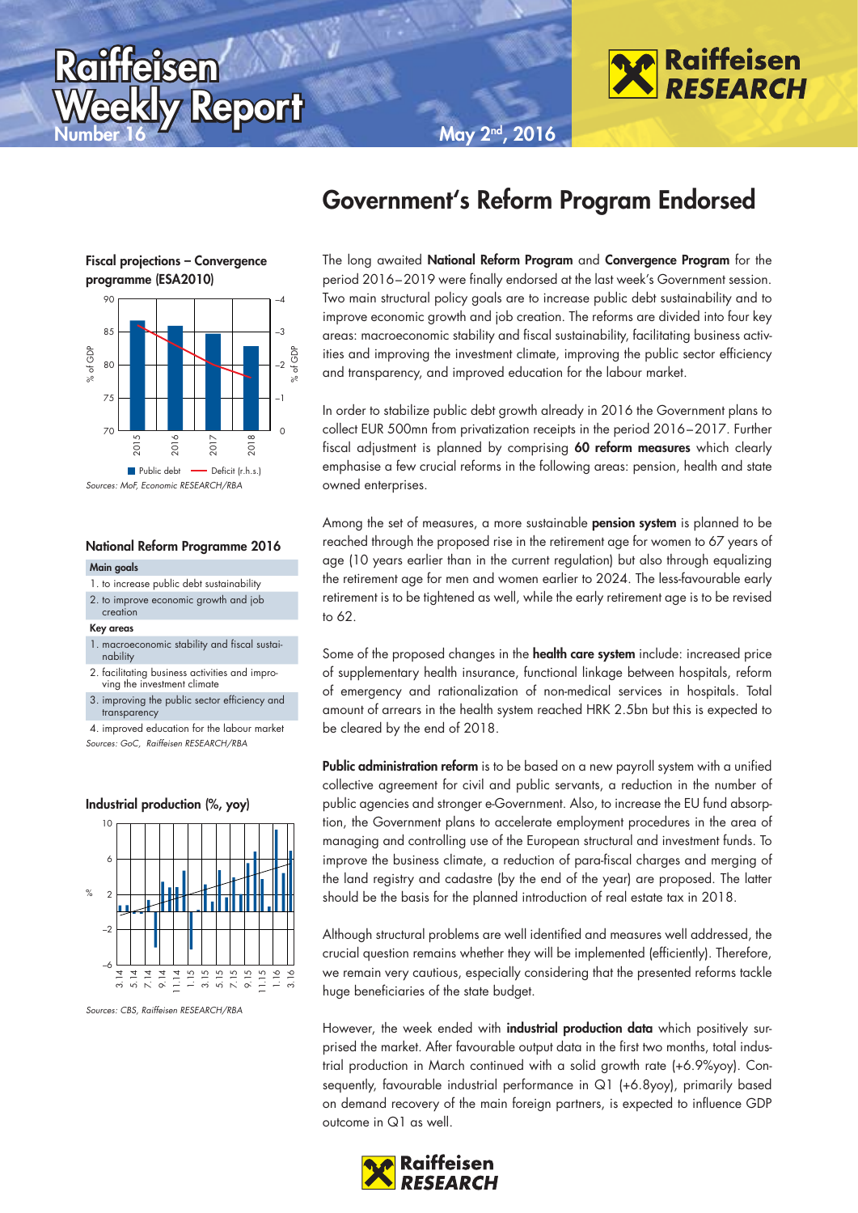# Raiffeisen Weekly Report

Number 16

May 2nd, 2016

## Government's Reform Program Endorsed

**Fiscal projections – Convergence programme (ESA2010)**

*Sources: MoF, Economic RESEARCH/RBA*

**National Reform Programme 2016**

| Main goals |
|---|
| 1. to increase public debt sustainability |
| 2. to improve economic growth and job creation |
| **Key areas** |
| 1. macroeconomic stability and fiscal sustainability |
| 2. facilitating business activities and improving the investment climate |
| 3. improving the public sector efficiency and transparency |
| 4. improved education for the labour market |

*Sources: GoC, Raiffeisen RESEARCH/RBA*

**Industrial production (%, yoy)**

*Sources: CBS, Raiffeisen RESEARCH/RBA*

The long awaited **National Reform Program** and **Convergence Program** for the period 2016–2019 were finally endorsed at the last week's Government session. Two main structural policy goals are to increase public debt sustainability and to improve economic growth and job creation. The reforms are divided into four key areas: macroeconomic stability and fiscal sustainability, facilitating business activities and improving the investment climate, improving the public sector efficiency and transparency, and improved education for the labour market.

In order to stabilize public debt growth already in 2016 the Government plans to collect EUR 500mn from privatization receipts in the period 2016–2017. Further fiscal adjustment is planned by comprising **60 reform measures** which clearly emphasise a few crucial reforms in the following areas: pension, health and state owned enterprises.

Among the set of measures, a more sustainable **pension system** is planned to be reached through the proposed rise in the retirement age for women to 67 years of age (10 years earlier than in the current regulation) but also through equalizing the retirement age for men and women earlier to 2024. The less-favourable early retirement is to be tightened as well, while the early retirement age is to be revised to 62.

Some of the proposed changes in the **health care system** include: increased price of supplementary health insurance, functional linkage between hospitals, reform of emergency and rationalization of non-medical services in hospitals. Total amount of arrears in the health system reached HRK 2.5bn but this is expected to be cleared by the end of 2018.

**Public administration reform** is to be based on a new payroll system with a unified collective agreement for civil and public servants, a reduction in the number of public agencies and stronger e-Government. Also, to increase the EU fund absorption, the Government plans to accelerate employment procedures in the area of managing and controlling use of the European structural and investment funds. To improve the business climate, a reduction of para-fiscal charges and merging of the land registry and cadastre (by the end of the year) are proposed. The latter should be the basis for the planned introduction of real estate tax in 2018.

Although structural problems are well identified and measures well addressed, the crucial question remains whether they will be implemented (efficiently). Therefore, we remain very cautious, especially considering that the presented reforms tackle huge beneficiaries of the state budget.

However, the week ended with **industrial production data** which positively surprised the market. After favourable output data in the first two months, total industrial production in March continued with a solid growth rate (+6.9%yoy). Consequently, favourable industrial performance in Q1 (+6.8yoy), primarily based on demand recovery of the main foreign partners, is expected to influence GDP outcome in Q1 as well.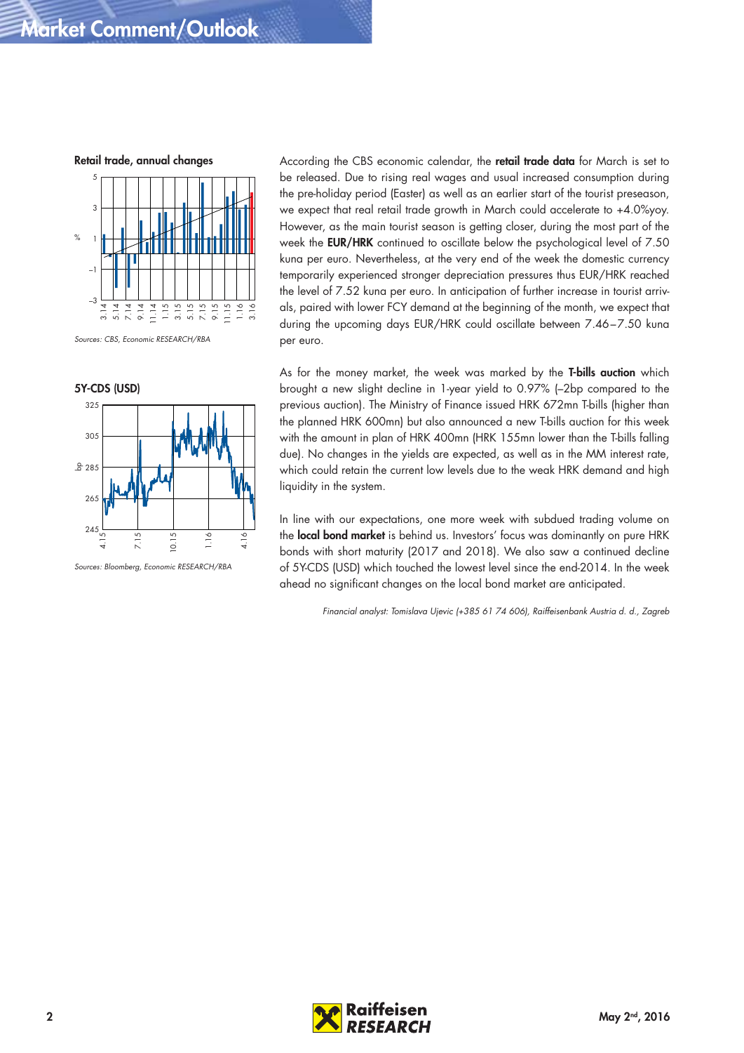# Market Comment/Outlook

**Retail trade, annual changes**

*Sources: CBS, Economic RESEARCH/RBA*

**5Y-CDS (USD)**

*Sources: Bloomberg, Economic RESEARCH/RBA*

According the CBS economic calendar, the **retail trade data** for March is set to be released. Due to rising real wages and usual increased consumption during the pre-holiday period (Easter) as well as an earlier start of the tourist preseason, we expect that real retail trade growth in March could accelerate to +4.0%yoy. However, as the main tourist season is getting closer, during the most part of the week the **EUR/HRK** continued to oscillate below the psychological level of 7.50 kuna per euro. Nevertheless, at the very end of the week the domestic currency temporarily experienced stronger depreciation pressures thus EUR/HRK reached the level of 7.52 kuna per euro. In anticipation of further increase in tourist arrivals, paired with lower FCY demand at the beginning of the month, we expect that during the upcoming days EUR/HRK could oscillate between 7.46–7.50 kuna per euro.

As for the money market, the week was marked by the **T-bills auction** which brought a new slight decline in 1-year yield to 0.97% (–2bp compared to the previous auction). The Ministry of Finance issued HRK 672mn T-bills (higher than the planned HRK 600mn) but also announced a new T-bills auction for this week with the amount in plan of HRK 400mn (HRK 155mn lower than the T-bills falling due). No changes in the yields are expected, as well as in the MM interest rate, which could retain the current low levels due to the weak HRK demand and high liquidity in the system.

In line with our expectations, one more week with subdued trading volume on the **local bond market** is behind us. Investors' focus was dominantly on pure HRK bonds with short maturity (2017 and 2018). We also saw a continued decline of 5Y-CDS (USD) which touched the lowest level since the end-2014. In the week ahead no significant changes on the local bond market are anticipated.

*Financial analyst: Tomislava Ujevic (+385 61 74 606), Raiffeisenbank Austria d. d., Zagreb*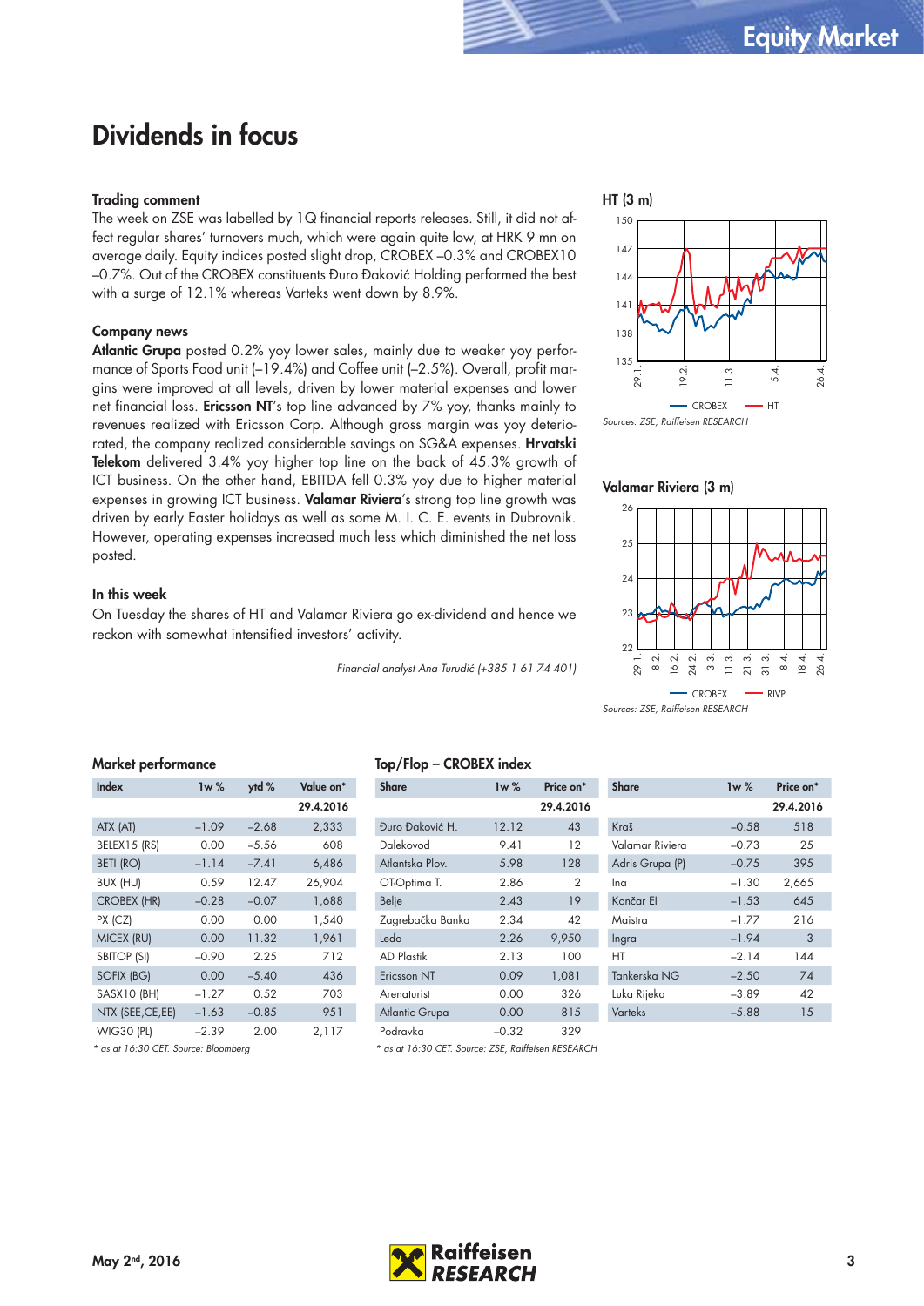# Dividends in focus

### Trading comment

The week on ZSE was labelled by 1Q financial reports releases. Still, it did not affect regular shares' turnovers much, which were again quite low, at HRK 9 mn on average daily. Equity indices posted slight drop, CROBEX –0.3% and CROBEX10 –0.7%. Out of the CROBEX constituents Đuro Đaković Holding performed the best with a surge of 12.1% whereas Varteks went down by 8.9%.

### Company news

**Atlantic Grupa** posted 0.2% yoy lower sales, mainly due to weaker yoy performance of Sports Food unit (–19.4%) and Coffee unit (–2.5%). Overall, profit margins were improved at all levels, driven by lower material expenses and lower net financial loss. **Ericsson NT**'s top line advanced by 7% yoy, thanks mainly to revenues realized with Ericsson Corp. Although gross margin was yoy deteriorated, the company realized considerable savings on SG&A expenses. **Hrvatski Telekom** delivered 3.4% yoy higher top line on the back of 45.3% growth of ICT business. On the other hand, EBITDA fell 0.3% yoy due to higher material expenses in growing ICT business. **Valamar Riviera**'s strong top line growth was driven by early Easter holidays as well as some M. I. C. E. events in Dubrovnik. However, operating expenses increased much less which diminished the net loss posted.

### In this week

On Tuesday the shares of HT and Valamar Riviera go ex-dividend and hence we reckon with somewhat intensified investors' activity.

*Financial analyst Ana Turudić (+385 1 61 74 401)*

**HT (3 m)**

*Sources: ZSE, Raiffeisen RESEARCH*

**Valamar Riviera (3 m)**

*Sources: ZSE, Raiffeisen RESEARCH*

### Market performance

| Index | 1w % | ytd % | Value on* 29.4.2016 |
|---|---|---|---|
| ATX (AT) | –1.09 | –2.68 | 2,333 |
| BELEX15 (RS) | 0.00 | –5.56 | 608 |
| BETI (RO) | –1.14 | –7.41 | 6,486 |
| BUX (HU) | 0.59 | 12.47 | 26,904 |
| CROBEX (HR) | –0.28 | –0.07 | 1,688 |
| PX (CZ) | 0.00 | 0.00 | 1,540 |
| MICEX (RU) | 0.00 | 11.32 | 1,961 |
| SBITOP (SI) | –0.90 | 2.25 | 712 |
| SOFIX (BG) | 0.00 | –5.40 | 436 |
| SASX10 (BH) | –1.27 | 0.52 | 703 |
| NTX (SEE,CE,EE) | –1.63 | –0.85 | 951 |
| WIG30 (PL) | –2.39 | 2.00 | 2,117 |

*\* as at 16:30 CET. Source: Bloomberg*

### Top/Flop – CROBEX index

| Share | 1w % | Price on* 29.4.2016 | Share | 1w % | Price on* 29.4.2016 |
|---|---|---|---|---|---|
| Đuro Đaković H. | 12.12 | 43 | Kraš | –0.58 | 518 |
| Dalekovod | 9.41 | 12 | Valamar Riviera | –0.73 | 25 |
| Atlantska Plov. | 5.98 | 128 | Adris Grupa (P) | –0.75 | 395 |
| OT-Optima T. | 2.86 | 2 | Ina | –1.30 | 2,665 |
| Belje | 2.43 | 19 | Končar El | –1.53 | 645 |
| Zagrebačka Banka | 2.34 | 42 | Maistra | –1.77 | 216 |
| Ledo | 2.26 | 9,950 | Ingra | –1.94 | 3 |
| AD Plastik | 2.13 | 100 | HT | –2.14 | 144 |
| Ericsson NT | 0.09 | 1,081 | Tankerska NG | –2.50 | 74 |
| Arenaturist | 0.00 | 326 | Luka Rijeka | –3.89 | 42 |
| Atlantic Grupa | 0.00 | 815 | Varteks | –5.88 | 15 |
| Podravka | –0.32 | 329 | | | |

*\* as at 16:30 CET. Source: ZSE, Raiffeisen RESEARCH*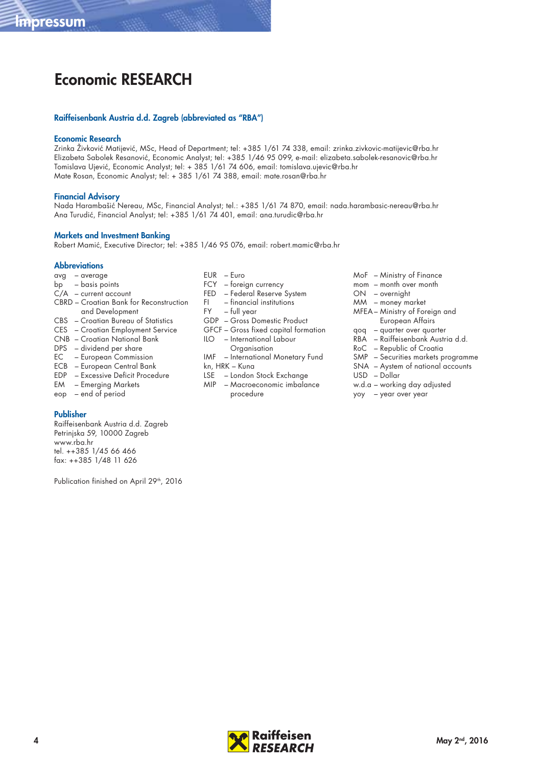# Impressum

## Economic RESEARCH

### Raiffeisenbank Austria d.d. Zagreb (abbreviated as "RBA")

### Economic Research

Zrinka Živković Matijević, MSc, Head of Department; tel: +385 1/61 74 338, email: zrinka.zivkovic-matijevic@rba.hr
Elizabeta Sabolek Resanović, Economic Analyst; tel: +385 1/46 95 099, e-mail: elizabeta.sabolek-resanovic@rba.hr
Tomislava Ujević, Economic Analyst; tel: + 385 1/61 74 606, email: tomislava.ujevic@rba.hr
Mate Rosan, Economic Analyst; tel: + 385 1/61 74 388, email: mate.rosan@rba.hr

### Financial Advisory

Nada Harambašić Nereau, MSc, Financial Analyst; tel.: +385 1/61 74 870, email: nada.harambasic-nereau@rba.hr
Ana Turudić, Financial Analyst; tel: +385 1/61 74 401, email: ana.turudic@rba.hr

### Markets and Investment Banking

Robert Mamić, Executive Director; tel: +385 1/46 95 076, email: robert.mamic@rba.hr

### Abbreviations

avg – average
bp – basis points
C/A – current account
CBRD – Croatian Bank for Reconstruction and Development
CBS – Croatian Bureau of Statistics
CES – Croatian Employment Service
CNB – Croatian National Bank
DPS – dividend per share
EC – European Commission
ECB – European Central Bank
EDP – Excessive Deficit Procedure
EM – Emerging Markets
eop – end of period
EUR – Euro
FCY – foreign currency
FED – Federal Reserve System
FI – financial institutions
FY – full year
GDP – Gross Domestic Product
GFCF – Gross fixed capital formation
ILO – International Labour Organisation
IMF – International Monetary Fund
kn, HRK – Kuna
LSE – London Stock Exchange
MIP – Macroeconomic imbalance procedure
MoF – Ministry of Finance
mom – month over month
ON – overnight
MM – money market
MFEA – Ministry of Foreign and European Affairs
qoq – quarter over quarter
RBA – Raiffeisenbank Austria d.d.
RoC – Republic of Croatia
SMP – Securities markets programme
SNA – Aystem of national accounts
USD – Dollar
w.d.a – working day adjusted
yoy – year over year

### Publisher

Raiffeisenbank Austria d.d. Zagreb
Petrinjska 59, 10000 Zagreb
www.rba.hr
tel. ++385 1/45 66 466
fax: ++385 1/48 11 626

Publication finished on April 29th, 2016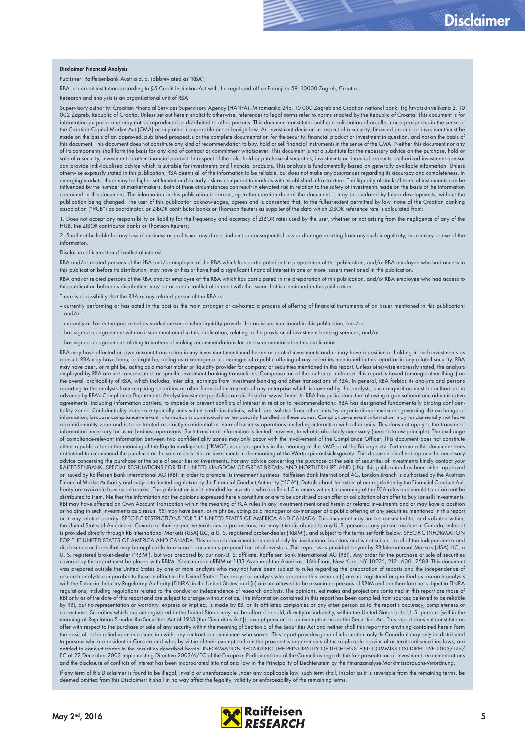# Disclaimer

**Disclaimer Financial Analysis**

Publisher: Raiffeisenbank Austria d. d. (abbreviated as "RBA")

RBA is a credit institution according to §5 Credit Institution Act with the registered office Petrinjska 59, 10000 Zagreb, Croatia.

Research and analysis is an organisational unit of RBA.

Supervisory authority: Croatian Financial Services Supervisory Agency (HANFA), Miramarska 24b, 10 000 Zagreb and Croatian national bank, Trg hrvatskih velikana 3, 10 002 Zagreb, Republic of Croatia. Unless set out herein explicitly otherwise, references to legal norms refer to norms enacted by the Republic of Croatia. This document is for information purposes and may not be reproduced or distributed to other persons. This document constitutes neither a solicitation of an offer nor a prospectus in the sense of the Croatian Capital Market Act (CMA) or any other comparable act or foreign law. An investment decision in respect of a security, financial product or investment must be made on the basis of an approved, published prospectus or the complete documentation for the security, financial product or investment in question, and not on the basis of this document. This document does not constitute any kind of recommendation to buy, hold or sell financial instruments in the sense of the CMA. Neither this document nor any of its components shall form the basis for any kind of contract or commitment whatsoever. This document is not a substitute for the necessary advice on the purchase, hold or sale of a security, investment or other financial product. In respect of the sale, hold or purchase of securities, investments or financial products, authorized investment advisor can provide individualised advice which is suitable for investments and financial products. This analysis is fundamentally based on generally available information. Unless otherwise expressly stated in this publication, RBA deems all of the information to be reliable, but does not make any assurances regarding its accuracy and completeness. In emerging markets, there may be higher settlement and custody risk as compared to markets with established infrastructure. The liquidity of stocks/financial instruments can be influenced by the number of market makers. Both of these circumstances can result in elevated risk in relation to the safety of investments made on the basis of the information contained in this document. The information in this publication is current, up to the creation date of the document. It may be outdated by future developments, without the publication being changed. The user of this publication acknowledges, agrees and is consented that, to the fullest extent permitted by law, none of the Croatian banking association ("HUB") as coordinator, or ZIBOR contributor banks or Thomson Reuters as supplier of the data which ZIBOR reference rate is calculated from:

1. Does not accept any responsibility or liability for the frequency and accuracy of ZIBOR rates used by the user, whether or not arising from the negligence of any of the HUB, the ZIBOR contributor banks or Thomson Reuters;

2. Shall not be liable for any loss of business or profits nor any direct, indirect or consequential loss or damage resulting from any such irregularity, inaccuracy or use of the information.

Disclosure of interest and conflict of interest:

RBA and/or related persons of the RBA and/or employee of the RBA which has participated in the preparation of this publication, and/or RBA employee who had access to this publication before its distribution, may have or has or have had a significant financial interest in one or more issuers mentioned in this publication.

RBA and/or related persons of the RBA and/or employee of the RBA which has participated in the preparation of this publication, and/or RBA employee who had access to this publication before its distribution, may be or are in conflict of interest with the issuer that is mentioned in this publication.

There is a possibility that the RBA or any related person of the RBA is:

– currently performing or has acted in the past as the main arranger or co-hosted a process of offering of financial instruments of an issuer mentioned in this publication; and/or

– currently or has in the past acted as market maker or other liquidity provider for an issuer mentioned in this publication; and/or

– has signed an agreement with an issuer mentioned in this publication, relating to the provision of investment banking services; and/or

– has signed an agreement relating to matters of making recommendations for an issuer mentioned in this publication.

RBA may have affected an own account transaction in any investment mentioned herein or related investments and or may have a position or holding in such investments as a result. RBA may have been, or might be, acting as a manager or co-manager of a public offering of any securities mentioned in this report or in any related security. RBA may have been, or might be, acting as a market maker or liquidity provider for company or securities mentioned in this report. Unless otherwise expressly stated, the analysts employed by RBA are not compensated for specific investment banking transactions. Compensation of the author or authors of this report is based (amongst other things) on the overall profitability of RBA, which includes, inter alia, earnings from investment banking and other transactions of RBA. In general, RBA forbids its analysts and persons reporting to the analysts from acquiring securities or other financial instruments of any enterprise which is covered by the analysts, such acquisition must be authorised in advance by RBA's Compliance Department. Analyst investment portfolios are disclosed at www. limun. hr RBA has put in place the following organisational and administrative agreements, including information barriers, to impede or prevent conflicts of interest in relation to recommendations: RBA has designated fundamentally binding confidentiality zones. Confidentiality zones are typically units within credit institutions, which are isolated from other units by organisational measures governing the exchange of information, because compliance-relevant information is continuously or temporarily handled in these zones. Compliance-relevant information may fundamentally not leave a confidentiality zone and is to be treated as strictly confidential in internal business operations, including interaction with other units. This does not apply to the transfer of information necessary for usual business operations. Such transfer of information is limited, however, to what is absolutely necessary (need-to-know principle). The exchange of compliance-relevant information between two confidentiality zones may only occur with the involvement of the Compliance Officer. This document does not constitute either a public offer in the meaning of the Kapitalmarktgesetz ("KMG") nor a prospectus in the meaning of the KMG or of the Börsegesetz. Furthermore this document does not intend to recommend the purchase or the sale of securities or investments in the meaning of the Wertpapieraufsichtsgesetz. This document shall not replace the necessary advice concerning the purchase or the sale of securities or investments. For any advice concerning the purchase or the sale of securities of investments kindly contact your RAIFFEISENBANK. SPECIAL REGULATIONS FOR THE UNITED KINGDOM OF GREAT BRITAIN AND NORTHERN IRELAND (UK): this publication has been either approved or issued by Raiffeisen Bank International AG (RBI) in order to promote its investment business. Raiffeisen Bank International AG, London Branch is authorised by the Austrian Financial Market Authority and subject to limited regulation by the Financial Conduct Authority ("FCA"). Details about the extent of our regulation by the Financial Conduct Authority are available from us on request. This publication is not intended for investors who are Retail Customers within the meaning of the FCA rules and should therefore not be distributed to them. Neither the information nor the opinions expressed herein constitute or are to be construed as an offer or solicitation of an offer to buy (or sell) investments. RBI may have affected an Own Account Transaction within the meaning of FCA rules in any investment mentioned herein or related investments and or may have a position or holding in such investments as a result. RBI may have been, or might be, acting as a manager or co-manager of a public offering of any securities mentioned in this report or in any related security. SPECIFIC RESTRICTIONS FOR THE UNITED STATES OF AMERICA AND CANADA: This document may not be transmitted to, or distributed within, the United States of America or Canada or their respective territories or possessions, nor may it be distributed to any U. S. person or any person resident in Canada, unless it is provided directly through RB International Markets (USA) LLC, a U. S. registered broker-dealer ('RBIM'), and subject to the terms set forth below. SPECIFIC INFORMATION FOR THE UNITED STATES OF AMERICA AND CANADA: This research document is intended only for institutional investors and is not subject to all of the independence and disclosure standards that may be applicable to research documents prepared for retail investors. This report was provided to you by RB International Markets (USA) LLC, a U. S. registered broker-dealer ('RBIM'), but was prepared by our non-U. S. affiliate, Raiffeisen Bank International AG (RBI). Any order for the purchase or sale of securities covered by this report must be placed with RBIM. You can reach RBIM at 1133 Avenue of the Americas, 16th Floor, New York, NY 10036, 212–600–2588. This document was prepared outside the United States by one or more analysts who may not have been subject to rules regarding the preparation of reports and the independence of research analysts comparable to those in effect in the United States. The analyst or analysts who prepared this research (i) are not registered or qualified as research analysts with the Financial Industry Regulatory Authority (FINRA) in the United States, and (ii) are not allowed to be associated persons of RBIM and are therefore not subject to FINRA regulations, including regulations related to the conduct or independence of research analysts. The opinions, estimates and projections contained in this report are those of RBI only as of the date of this report and are subject to change without notice. The information contained in this report has been compiled from sources believed to be reliable by RBI, but no representation or warranty, express or implied, is made by RBI or its affiliated companies or any other person as to the report's accuracy, completeness or correctness. Securities which are not registered in the United States may not be offered or sold, directly or indirectly, within the United States or to U. S. persons (within the meaning of Regulation S under the Securities Act of 1933 [the 'Securities Act']), except pursuant to an exemption under the Securities Act. This report does not constitute an offer with respect to the purchase or sale of any security within the meaning of Section 5 of the Securities Act and neither shall this report nor anything contained herein form the basis of, or be relied upon in connection with, any contract or commitment whatsoever. This report provides general information only. In Canada it may only be distributed to persons who are resident in Canada and who, by virtue of their exemption from the prospectus requirements of the applicable provincial or territorial securities laws, are entitled to conduct trades in the securities described herein. INFORMATION REGARDING THE PRINCIPALITY OF LIECHTENSTEIN: COMMISSION DIRECTIVE 2003/125/EC of 22 December 2003 implementing Directive 2003/6/EC of the European Parliament and of the Council as regards the fair presentation of investment recommendations and the disclosure of conflicts of interest has been incorporated into national law in the Principality of Liechtenstein by the Finanzanalyse-Marktmissbrauchs-Verordnung.

If any term of this Disclaimer is found to be illegal, invalid or unenforceable under any applicable law, such term shall, insofar as it is severable from the remaining terms, be deemed omitted from this Disclaimer; it shall in no way affect the legality, validity or enforceability of the remaining terms.